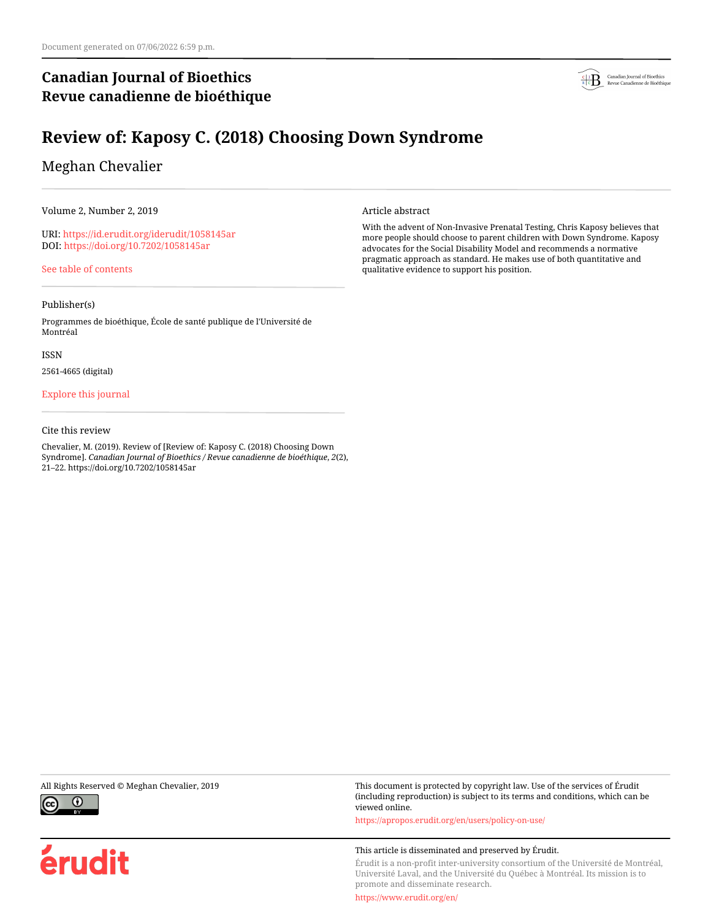Document generated on 07/06/2022 6:59 p.m.

**Canadian Journal of Bioethics**
**Revue canadienne de bioéthique**

# Review of: Kaposy C. (2018) Choosing Down Syndrome

Meghan Chevalier

Volume 2, Number 2, 2019

URI: https://id.erudit.org/iderudit/1058145ar
DOI: https://doi.org/10.7202/1058145ar

See table of contents

Publisher(s)

Programmes de bioéthique, École de santé publique de l'Université de Montréal

ISSN

2561-4665 (digital)

Explore this journal

Cite this review

Chevalier, M. (2019). Review of [Review of: Kaposy C. (2018) Choosing Down Syndrome]. *Canadian Journal of Bioethics / Revue canadienne de bioéthique*, *2*(2), 21–22. https://doi.org/10.7202/1058145ar

Article abstract

With the advent of Non-Invasive Prenatal Testing, Chris Kaposy believes that more people should choose to parent children with Down Syndrome. Kaposy advocates for the Social Disability Model and recommends a normative pragmatic approach as standard. He makes use of both quantitative and qualitative evidence to support his position.

All Rights Reserved © Meghan Chevalier, 2019

This document is protected by copyright law. Use of the services of Érudit (including reproduction) is subject to its terms and conditions, which can be viewed online.

https://apropos.erudit.org/en/users/policy-on-use/

This article is disseminated and preserved by Érudit.

Érudit is a non-profit inter-university consortium of the Université de Montréal, Université Laval, and the Université du Québec à Montréal. Its mission is to promote and disseminate research.

https://www.erudit.org/en/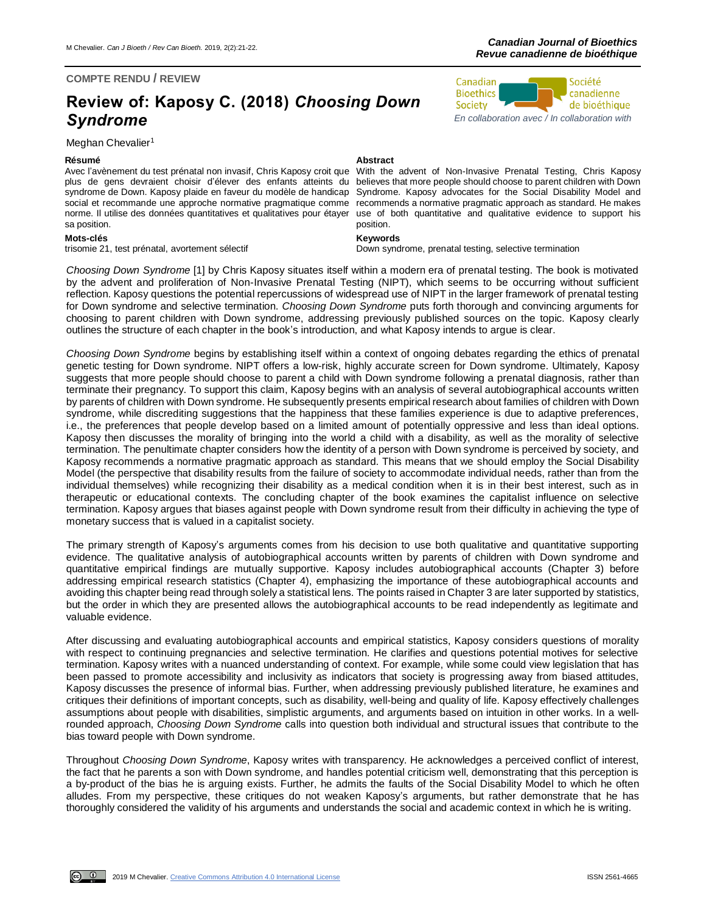COMPTE RENDU / REVIEW

# Review of: Kaposy C. (2018) *Choosing Down Syndrome*

Meghan Chevalier[1]

**Résumé**

Avec l'avènement du test prénatal non invasif, Chris Kaposy croit que plus de gens devraient choisir d'élever des enfants atteints du syndrome de Down. Kaposy plaide en faveur du modèle de handicap social et recommande une approche normative pragmatique comme norme. Il utilise des données quantitatives et qualitatives pour étayer sa position.

**Mots-clés**

trisomie 21, test prénatal, avortement sélectif

**Abstract**

With the advent of Non-Invasive Prenatal Testing, Chris Kaposy believes that more people should choose to parent children with Down Syndrome. Kaposy advocates for the Social Disability Model and recommends a normative pragmatic approach as standard. He makes use of both quantitative and qualitative evidence to support his position.

**Keywords**

Down syndrome, prenatal testing, selective termination

*Choosing Down Syndrome* [1] by Chris Kaposy situates itself within a modern era of prenatal testing. The book is motivated by the advent and proliferation of Non-Invasive Prenatal Testing (NIPT), which seems to be occurring without sufficient reflection. Kaposy questions the potential repercussions of widespread use of NIPT in the larger framework of prenatal testing for Down syndrome and selective termination. *Choosing Down Syndrome* puts forth thorough and convincing arguments for choosing to parent children with Down syndrome, addressing previously published sources on the topic. Kaposy clearly outlines the structure of each chapter in the book's introduction, and what Kaposy intends to argue is clear.

*Choosing Down Syndrome* begins by establishing itself within a context of ongoing debates regarding the ethics of prenatal genetic testing for Down syndrome. NIPT offers a low-risk, highly accurate screen for Down syndrome. Ultimately, Kaposy suggests that more people should choose to parent a child with Down syndrome following a prenatal diagnosis, rather than terminate their pregnancy. To support this claim, Kaposy begins with an analysis of several autobiographical accounts written by parents of children with Down syndrome. He subsequently presents empirical research about families of children with Down syndrome, while discrediting suggestions that the happiness that these families experience is due to adaptive preferences, i.e., the preferences that people develop based on a limited amount of potentially oppressive and less than ideal options. Kaposy then discusses the morality of bringing into the world a child with a disability, as well as the morality of selective termination. The penultimate chapter considers how the identity of a person with Down syndrome is perceived by society, and Kaposy recommends a normative pragmatic approach as standard. This means that we should employ the Social Disability Model (the perspective that disability results from the failure of society to accommodate individual needs, rather than from the individual themselves) while recognizing their disability as a medical condition when it is in their best interest, such as in therapeutic or educational contexts. The concluding chapter of the book examines the capitalist influence on selective termination. Kaposy argues that biases against people with Down syndrome result from their difficulty in achieving the type of monetary success that is valued in a capitalist society.

The primary strength of Kaposy's arguments comes from his decision to use both qualitative and quantitative supporting evidence. The qualitative analysis of autobiographical accounts written by parents of children with Down syndrome and quantitative empirical findings are mutually supportive. Kaposy includes autobiographical accounts (Chapter 3) before addressing empirical research statistics (Chapter 4), emphasizing the importance of these autobiographical accounts and avoiding this chapter being read through solely a statistical lens. The points raised in Chapter 3 are later supported by statistics, but the order in which they are presented allows the autobiographical accounts to be read independently as legitimate and valuable evidence.

After discussing and evaluating autobiographical accounts and empirical statistics, Kaposy considers questions of morality with respect to continuing pregnancies and selective termination. He clarifies and questions potential motives for selective termination. Kaposy writes with a nuanced understanding of context. For example, while some could view legislation that has been passed to promote accessibility and inclusivity as indicators that society is progressing away from biased attitudes, Kaposy discusses the presence of informal bias. Further, when addressing previously published literature, he examines and critiques their definitions of important concepts, such as disability, well-being and quality of life. Kaposy effectively challenges assumptions about people with disabilities, simplistic arguments, and arguments based on intuition in other works. In a well-rounded approach, *Choosing Down Syndrome* calls into question both individual and structural issues that contribute to the bias toward people with Down syndrome.

Throughout *Choosing Down Syndrome*, Kaposy writes with transparency. He acknowledges a perceived conflict of interest, the fact that he parents a son with Down syndrome, and handles potential criticism well, demonstrating that this perception is a by-product of the bias he is arguing exists. Further, he admits the faults of the Social Disability Model to which he often alludes. From my perspective, these critiques do not weaken Kaposy's arguments, but rather demonstrate that he has thoroughly considered the validity of his arguments and understands the social and academic context in which he is writing.

2019 M Chevalier. Creative Commons Attribution 4.0 International License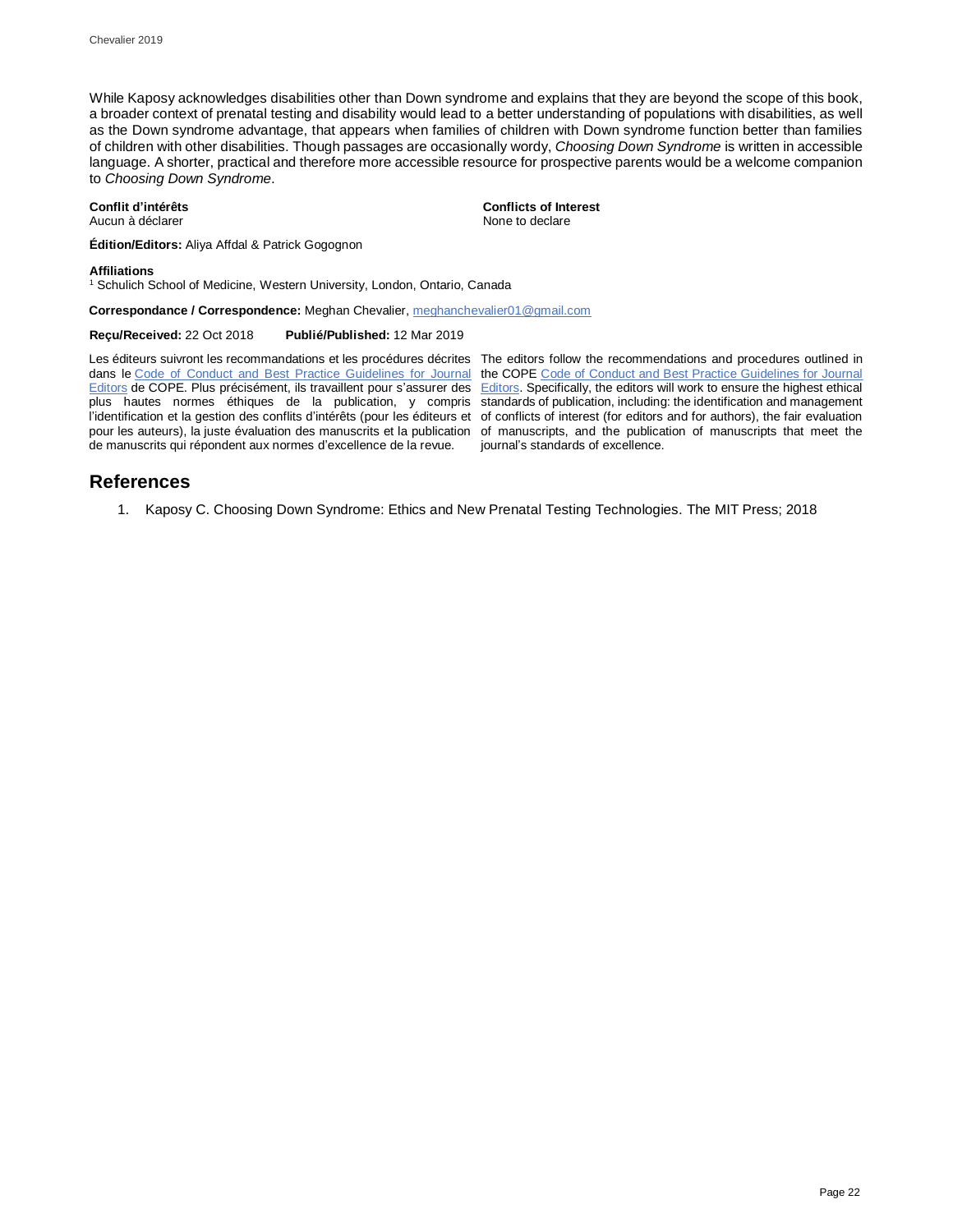While Kaposy acknowledges disabilities other than Down syndrome and explains that they are beyond the scope of this book, a broader context of prenatal testing and disability would lead to a better understanding of populations with disabilities, as well as the Down syndrome advantage, that appears when families of children with Down syndrome function better than families of children with other disabilities. Though passages are occasionally wordy, *Choosing Down Syndrome* is written in accessible language. A shorter, practical and therefore more accessible resource for prospective parents would be a welcome companion to *Choosing Down Syndrome*.

**Conflit d'intérêts**
Aucun à déclarer

**Conflicts of Interest**
None to declare

**Édition/Editors:** Aliya Affdal & Patrick Gogognon

**Affiliations**
[1] Schulich School of Medicine, Western University, London, Ontario, Canada

**Correspondance / Correspondence:** Meghan Chevalier, meghanchevalier01@gmail.com

**Reçu/Received:** 22 Oct 2018 **Publié/Published:** 12 Mar 2019

Les éditeurs suivront les recommandations et les procédures décrites dans le Code of Conduct and Best Practice Guidelines for Journal Editors de COPE. Plus précisément, ils travaillent pour s'assurer des plus hautes normes éthiques de la publication, y compris l'identification et la gestion des conflits d'intérêts (pour les éditeurs et pour les auteurs), la juste évaluation des manuscrits et la publication de manuscrits qui répondent aux normes d'excellence de la revue.

The editors follow the recommendations and procedures outlined in the COPE Code of Conduct and Best Practice Guidelines for Journal Editors. Specifically, the editors will work to ensure the highest ethical standards of publication, including: the identification and management of conflicts of interest (for editors and for authors), the fair evaluation of manuscripts, and the publication of manuscripts that meet the journal's standards of excellence.

## References

1. Kaposy C. Choosing Down Syndrome: Ethics and New Prenatal Testing Technologies. The MIT Press; 2018